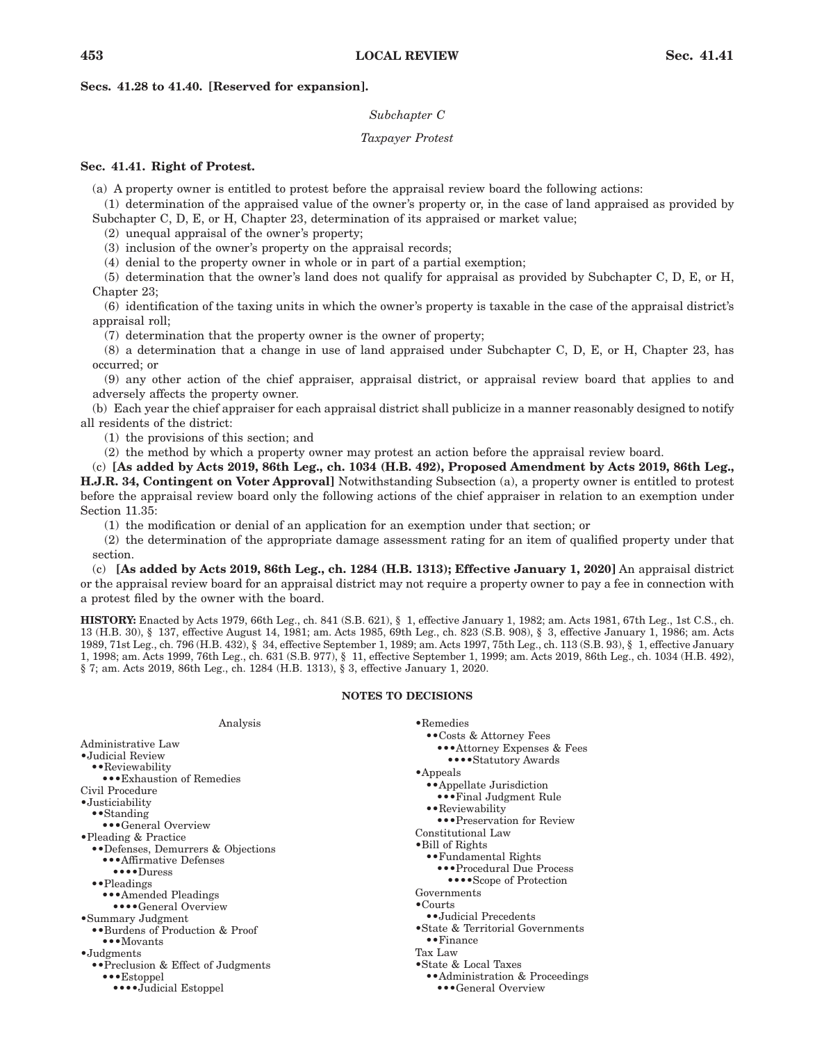**Secs. 41.28 to 41.40. [Reserved for expansion].**

*Subchapter C*

*Taxpayer Protest*

### Sec. 41.41. Right of Protest.

(a) A property owner is entitled to protest before the appraisal review board the following actions:

(1) determination of the appraised value of the owner's property or, in the case of land appraised as provided by Subchapter C, D, E, or H, Chapter 23, determination of its appraised or market value;

(2) unequal appraisal of the owner's property;

(3) inclusion of the owner's property on the appraisal records;

(4) denial to the property owner in whole or in part of a partial exemption;

(5) determination that the owner's land does not qualify for appraisal as provided by Subchapter C, D, E, or H, Chapter 23;

(6) identification of the taxing units in which the owner's property is taxable in the case of the appraisal district's appraisal roll;

(7) determination that the property owner is the owner of property;

(8) a determination that a change in use of land appraised under Subchapter C, D, E, or H, Chapter 23, has occurred; or

(9) any other action of the chief appraiser, appraisal district, or appraisal review board that applies to and adversely affects the property owner.

(b) Each year the chief appraiser for each appraisal district shall publicize in a manner reasonably designed to notify all residents of the district:

(1) the provisions of this section; and

(2) the method by which a property owner may protest an action before the appraisal review board.

(c) **[As added by Acts 2019, 86th Leg., ch. 1034 (H.B. 492), Proposed Amendment by Acts 2019, 86th Leg., H.J.R. 34, Contingent on Voter Approval]** Notwithstanding Subsection (a), a property owner is entitled to protest before the appraisal review board only the following actions of the chief appraiser in relation to an exemption under Section 11.35:

(1) the modification or denial of an application for an exemption under that section; or

(2) the determination of the appropriate damage assessment rating for an item of qualified property under that section.

(c) **[As added by Acts 2019, 86th Leg., ch. 1284 (H.B. 1313); Effective January 1, 2020]** An appraisal district or the appraisal review board for an appraisal district may not require a property owner to pay a fee in connection with a protest filed by the owner with the board.

**HISTORY:** Enacted by Acts 1979, 66th Leg., ch. 841 (S.B. 621), § 1, effective January 1, 1982; am. Acts 1981, 67th Leg., 1st C.S., ch. 13 (H.B. 30), § 137, effective August 14, 1981; am. Acts 1985, 69th Leg., ch. 823 (S.B. 908), § 3, effective January 1, 1986; am. Acts 1989, 71st Leg., ch. 796 (H.B. 432), § 34, effective September 1, 1989; am. Acts 1997, 75th Leg., ch. 113 (S.B. 93), § 1, effective January 1, 1998; am. Acts 1999, 76th Leg., ch. 631 (S.B. 977), § 11, effective September 1, 1999; am. Acts 2019, 86th Leg., ch. 1034 (H.B. 492), § 7; am. Acts 2019, 86th Leg., ch. 1284 (H.B. 1313), § 3, effective January 1, 2020.

#### NOTES TO DECISIONS

Analysis

Administrative Law
- •Judicial Review
  - ••Reviewability
    - •••Exhaustion of Remedies

Civil Procedure
- •Justiciability
  - ••Standing
    - •••General Overview
- •Pleading & Practice
  - ••Defenses, Demurrers & Objections
    - •••Affirmative Defenses
      - ••••Duress
  - ••Pleadings
    - •••Amended Pleadings
      - ••••General Overview
- •Summary Judgment
  - ••Burdens of Production & Proof
    - •••Movants
- •Judgments
  - ••Preclusion & Effect of Judgments
    - •••Estoppel
      - ••••Judicial Estoppel
- •Remedies
  - ••Costs & Attorney Fees
    - •••Attorney Expenses & Fees
      - ••••Statutory Awards
- •Appeals
  - ••Appellate Jurisdiction
    - •••Final Judgment Rule
  - ••Reviewability
    - •••Preservation for Review

Constitutional Law
- •Bill of Rights
  - ••Fundamental Rights
    - •••Procedural Due Process
      - ••••Scope of Protection

Governments
- •Courts
  - ••Judicial Precedents
- •State & Territorial Governments
  - ••Finance

Tax Law
- •State & Local Taxes
  - ••Administration & Proceedings
    - •••General Overview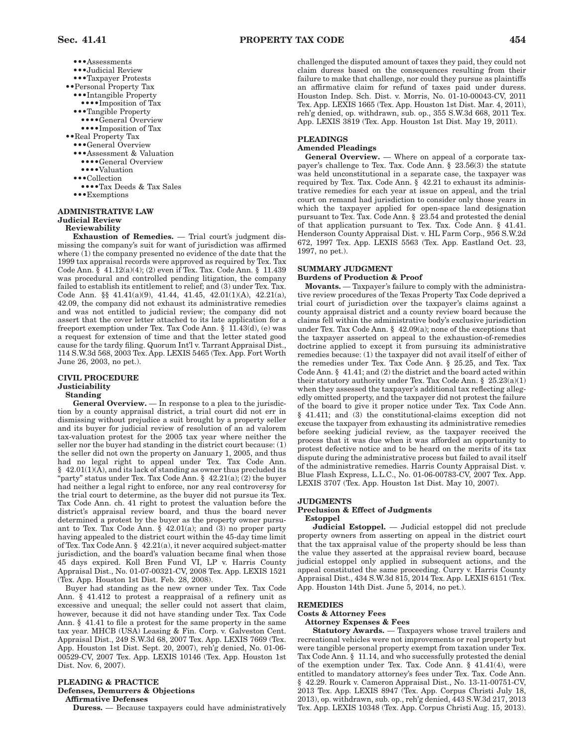- •••Assessments
- •••Judicial Review
- •••Taxpayer Protests
- ••Personal Property Tax
  - •••Intangible Property
    - ••••Imposition of Tax
  - •••Tangible Property
    - ••••General Overview
    - ••••Imposition of Tax
- ••Real Property Tax
  - •••General Overview
  - •••Assessment & Valuation
    - ••••General Overview
    - ••••Valuation
  - •••Collection
    - ••••Tax Deeds & Tax Sales
  - •••Exemptions

## ADMINISTRATIVE LAW

### Judicial Review

#### Reviewability

**Exhaustion of Remedies.** — Trial court's judgment dismissing the company's suit for want of jurisdiction was affirmed where (1) the company presented no evidence of the date that the 1999 tax appraisal records were approved as required by Tex. Tax Code Ann. § 41.12(a)(4); (2) even if Tex. Tax. Code Ann. § 11.439 was procedural and controlled pending litigation, the company failed to establish its entitlement to relief; and (3) under Tex. Tax. Code Ann. §§ 41.41(a)(9), 41.44, 41.45, 42.01(1)(A), 42.21(a), 42.09, the company did not exhaust its administrative remedies and was not entitled to judicial review; the company did not assert that the cover letter attached to its late application for a freeport exemption under Tex. Tax Code Ann. § 11.43(d), (e) was a request for extension of time and that the letter stated good cause for the tardy filing. Quorum Int'l v. Tarrant Appraisal Dist., 114 S.W.3d 568, 2003 Tex. App. LEXIS 5465 (Tex. App. Fort Worth June 26, 2003, no pet.).

## CIVIL PROCEDURE

### Justiciability

#### Standing

**General Overview.** — In response to a plea to the jurisdiction by a county appraisal district, a trial court did not err in dismissing without prejudice a suit brought by a property seller and its buyer for judicial review of resolution of an ad valorem tax-valuation protest for the 2005 tax year where neither the seller nor the buyer had standing in the district court because: (1) the seller did not own the property on January 1, 2005, and thus had no legal right to appeal under Tex. Tax Code Ann. § 42.01(1)(A), and its lack of standing as owner thus precluded its "party" status under Tex. Tax Code Ann. § 42.21(a); (2) the buyer had neither a legal right to enforce, nor any real controversy for the trial court to determine, as the buyer did not pursue its Tex. Tax Code Ann. ch. 41 right to protest the valuation before the district's appraisal review board, and thus the board never determined a protest by the buyer as the property owner pursuant to Tex. Tax Code Ann. § 42.01(a); and (3) no proper party having appealed to the district court within the 45-day time limit of Tex. Tax Code Ann. § 42.21(a), it never acquired subject-matter jurisdiction, and the board's valuation became final when those 45 days expired. Koll Bren Fund VI, LP v. Harris County Appraisal Dist., No. 01-07-00321-CV, 2008 Tex. App. LEXIS 1521 (Tex. App. Houston 1st Dist. Feb. 28, 2008).

Buyer had standing as the new owner under Tex. Tax Code Ann. § 41.412 to protest a reappraisal of a refinery unit as excessive and unequal; the seller could not assert that claim, however, because it did not have standing under Tex. Tax Code Ann. § 41.41 to file a protest for the same property in the same tax year. MHCB (USA) Leasing & Fin. Corp. v. Galveston Cent. Appraisal Dist., 249 S.W.3d 68, 2007 Tex. App. LEXIS 7669 (Tex. App. Houston 1st Dist. Sept. 20, 2007), reh'g denied, No. 01-06-00529-CV, 2007 Tex. App. LEXIS 10146 (Tex. App. Houston 1st Dist. Nov. 6, 2007).

## PLEADING & PRACTICE

### Defenses, Demurrers & Objections

#### Affirmative Defenses

**Duress.** — Because taxpayers could have administratively challenged the disputed amount of taxes they paid, they could not claim duress based on the consequences resulting from their failure to make that challenge, nor could they pursue as plaintiffs an affirmative claim for refund of taxes paid under duress. Houston Indep. Sch. Dist. v. Morris, No. 01-10-00043-CV, 2011 Tex. App. LEXIS 1665 (Tex. App. Houston 1st Dist. Mar. 4, 2011), reh'g denied, op. withdrawn, sub. op., 355 S.W.3d 668, 2011 Tex. App. LEXIS 3819 (Tex. App. Houston 1st Dist. May 19, 2011).

## PLEADINGS

### Amended Pleadings

**General Overview.** — Where on appeal of a corporate taxpayer's challenge to Tex. Tax. Code Ann. § 23.56(3) the statute was held unconstitutional in a separate case, the taxpayer was required by Tex. Tax. Code Ann. § 42.21 to exhaust its administrative remedies for each year at issue on appeal, and the trial court on remand had jurisdiction to consider only those years in which the taxpayer applied for open-space land designation pursuant to Tex. Tax. Code Ann. § 23.54 and protested the denial of that application pursuant to Tex. Tax. Code Ann. § 41.41. Henderson County Appraisal Dist. v. HL Farm Corp., 956 S.W.2d 672, 1997 Tex. App. LEXIS 5563 (Tex. App. Eastland Oct. 23, 1997, no pet.).

## SUMMARY JUDGMENT

### Burdens of Production & Proof

**Movants.** — Taxpayer's failure to comply with the administrative review procedures of the Texas Property Tax Code deprived a trial court of jurisdiction over the taxpayer's claims against a county appraisal district and a county review board because the claims fell within the administrative body's exclusive jurisdiction under Tex. Tax Code Ann. § 42.09(a); none of the exceptions that the taxpayer asserted on appeal to the exhaustion-of-remedies doctrine applied to except it from pursuing its administrative remedies because: (1) the taxpayer did not avail itself of either of the remedies under Tex. Tax Code Ann. § 25.25, and Tex. Tax Code Ann. § 41.41; and (2) the district and the board acted within their statutory authority under Tex. Tax Code Ann. § 25.23(a)(1) when they assessed the taxpayer's additional tax reflecting allegedly omitted property, and the taxpayer did not protest the failure of the board to give it proper notice under Tex. Tax Code Ann. § 41.411; and (3) the constitutional-claims exception did not excuse the taxpayer from exhausting its administrative remedies before seeking judicial review, as the taxpayer received the process that it was due when it was afforded an opportunity to protest defective notice and to be heard on the merits of its tax dispute during the administrative process but failed to avail itself of the administrative remedies. Harris County Appraisal Dist. v. Blue Flash Express, L.L.C., No. 01-06-00783-CV, 2007 Tex. App. LEXIS 3707 (Tex. App. Houston 1st Dist. May 10, 2007).

## JUDGMENTS

### Preclusion & Effect of Judgments

#### Estoppel

**Judicial Estoppel.** — Judicial estoppel did not preclude property owners from asserting on appeal in the district court that the tax appraisal value of the property should be less than the value they asserted at the appraisal review board, because judicial estoppel only applied in subsequent actions, and the appeal constituted the same proceeding. Curry v. Harris County Appraisal Dist., 434 S.W.3d 815, 2014 Tex. App. LEXIS 6151 (Tex. App. Houston 14th Dist. June 5, 2014, no pet.).

## REMEDIES

### Costs & Attorney Fees

#### Attorney Expenses & Fees

**Statutory Awards.** — Taxpayers whose travel trailers and recreational vehicles were not improvements or real property but were tangible personal property exempt from taxation under Tex. Tax Code Ann. § 11.14, and who successfully protested the denial of the exemption under Tex. Tax. Code Ann. § 41.41(4), were entitled to mandatory attorney's fees under Tex. Tax. Code Ann. § 42.29. Rourk v. Cameron Appraisal Dist., No. 13-11-00751-CV, 2013 Tex. App. LEXIS 8947 (Tex. App. Corpus Christi July 18, 2013), op. withdrawn, sub. op., reh'g denied, 443 S.W.3d 217, 2013 Tex. App. LEXIS 10348 (Tex. App. Corpus Christi Aug. 15, 2013).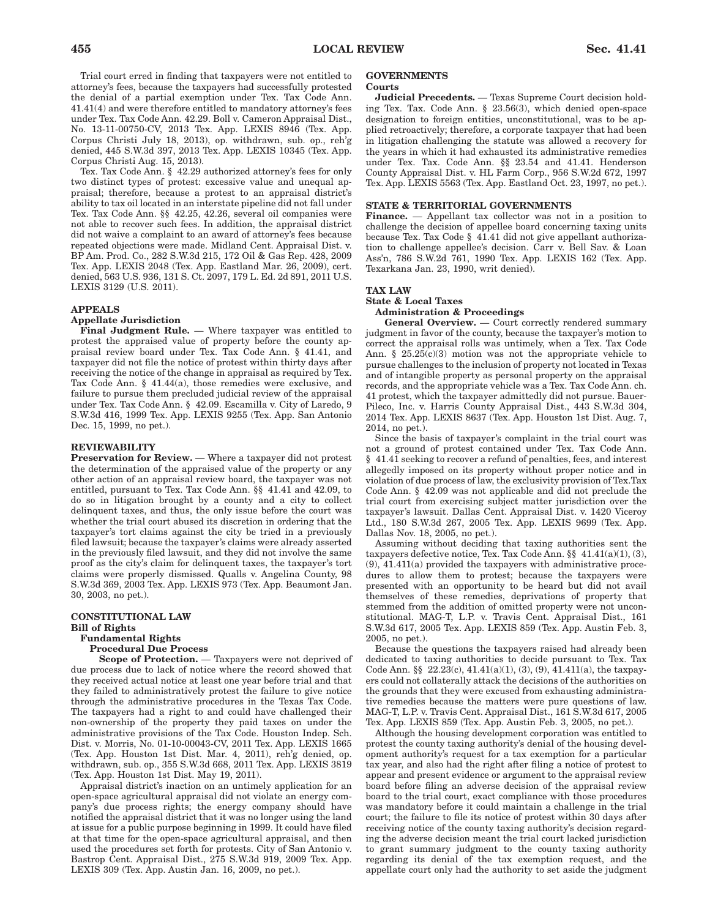Trial court erred in finding that taxpayers were not entitled to attorney's fees, because the taxpayers had successfully protested the denial of a partial exemption under Tex. Tax Code Ann. 41.41(4) and were therefore entitled to mandatory attorney's fees under Tex. Tax Code Ann. 42.29. Boll v. Cameron Appraisal Dist., No. 13-11-00750-CV, 2013 Tex. App. LEXIS 8946 (Tex. App. Corpus Christi July 18, 2013), op. withdrawn, sub. op., reh'g denied, 445 S.W.3d 397, 2013 Tex. App. LEXIS 10345 (Tex. App. Corpus Christi Aug. 15, 2013).

Tex. Tax Code Ann. § 42.29 authorized attorney's fees for only two distinct types of protest: excessive value and unequal appraisal; therefore, because a protest to an appraisal district's ability to tax oil located in an interstate pipeline did not fall under Tex. Tax Code Ann. §§ 42.25, 42.26, several oil companies were not able to recover such fees. In addition, the appraisal district did not waive a complaint to an award of attorney's fees because repeated objections were made. Midland Cent. Appraisal Dist. v. BP Am. Prod. Co., 282 S.W.3d 215, 172 Oil & Gas Rep. 428, 2009 Tex. App. LEXIS 2048 (Tex. App. Eastland Mar. 26, 2009), cert. denied, 563 U.S. 936, 131 S. Ct. 2097, 179 L. Ed. 2d 891, 2011 U.S. LEXIS 3129 (U.S. 2011).

**APPEALS**

**Appellate Jurisdiction**

**Final Judgment Rule.** — Where taxpayer was entitled to protest the appraised value of property before the county appraisal review board under Tex. Tax Code Ann. § 41.41, and taxpayer did not file the notice of protest within thirty days after receiving the notice of the change in appraisal as required by Tex. Tax Code Ann. § 41.44(a), those remedies were exclusive, and failure to pursue them precluded judicial review of the appraisal under Tex. Tax Code Ann. § 42.09. Escamilla v. City of Laredo, 9 S.W.3d 416, 1999 Tex. App. LEXIS 9255 (Tex. App. San Antonio Dec. 15, 1999, no pet.).

**REVIEWABILITY**

**Preservation for Review.** — Where a taxpayer did not protest the determination of the appraised value of the property or any other action of an appraisal review board, the taxpayer was not entitled, pursuant to Tex. Tax Code Ann. §§ 41.41 and 42.09, to do so in litigation brought by a county and a city to collect delinquent taxes, and thus, the only issue before the court was whether the trial court abused its discretion in ordering that the taxpayer's tort claims against the city be tried in a previously filed lawsuit; because the taxpayer's claims were already asserted in the previously filed lawsuit, and they did not involve the same proof as the city's claim for delinquent taxes, the taxpayer's tort claims were properly dismissed. Qualls v. Angelina County, 98 S.W.3d 369, 2003 Tex. App. LEXIS 973 (Tex. App. Beaumont Jan. 30, 2003, no pet.).

**CONSTITUTIONAL LAW**

**Bill of Rights**

**Fundamental Rights**

**Procedural Due Process**

**Scope of Protection.** — Taxpayers were not deprived of due process due to lack of notice where the record showed that they received actual notice at least one year before trial and that they failed to administratively protest the failure to give notice through the administrative procedures in the Texas Tax Code. The taxpayers had a right to and could have challenged their non-ownership of the property they paid taxes on under the administrative provisions of the Tax Code. Houston Indep. Sch. Dist. v. Morris, No. 01-10-00043-CV, 2011 Tex. App. LEXIS 1665 (Tex. App. Houston 1st Dist. Mar. 4, 2011), reh'g denied, op. withdrawn, sub. op., 355 S.W.3d 668, 2011 Tex. App. LEXIS 3819 (Tex. App. Houston 1st Dist. May 19, 2011).

Appraisal district's inaction on an untimely application for an open-space agricultural appraisal did not violate an energy company's due process rights; the energy company should have notified the appraisal district that it was no longer using the land at issue for a public purpose beginning in 1999. It could have filed at that time for the open-space agricultural appraisal, and then used the procedures set forth for protests. City of San Antonio v. Bastrop Cent. Appraisal Dist., 275 S.W.3d 919, 2009 Tex. App. LEXIS 309 (Tex. App. Austin Jan. 16, 2009, no pet.).

**GOVERNMENTS**

**Courts**

**Judicial Precedents.** — Texas Supreme Court decision holding Tex. Tax. Code Ann. § 23.56(3), which denied open-space designation to foreign entities, unconstitutional, was to be applied retroactively; therefore, a corporate taxpayer that had been in litigation challenging the statute was allowed a recovery for the years in which it had exhausted its administrative remedies under Tex. Tax. Code Ann. §§ 23.54 and 41.41. Henderson County Appraisal Dist. v. HL Farm Corp., 956 S.W.2d 672, 1997 Tex. App. LEXIS 5563 (Tex. App. Eastland Oct. 23, 1997, no pet.).

**STATE & TERRITORIAL GOVERNMENTS**

**Finance.** — Appellant tax collector was not in a position to challenge the decision of appellee board concerning taxing units because Tex. Tax Code § 41.41 did not give appellant authorization to challenge appellee's decision. Carr v. Bell Sav. & Loan Ass'n, 786 S.W.2d 761, 1990 Tex. App. LEXIS 162 (Tex. App. Texarkana Jan. 23, 1990, writ denied).

**TAX LAW**

**State & Local Taxes**

**Administration & Proceedings**

**General Overview.** — Court correctly rendered summary judgment in favor of the county, because the taxpayer's motion to correct the appraisal rolls was untimely, when a Tex. Tax Code Ann. § 25.25(c)(3) motion was not the appropriate vehicle to pursue challenges to the inclusion of property not located in Texas and of intangible property as personal property on the appraisal records, and the appropriate vehicle was a Tex. Tax Code Ann. ch. 41 protest, which the taxpayer admittedly did not pursue. Bauer-Pileco, Inc. v. Harris County Appraisal Dist., 443 S.W.3d 304, 2014 Tex. App. LEXIS 8637 (Tex. App. Houston 1st Dist. Aug. 7, 2014, no pet.).

Since the basis of taxpayer's complaint in the trial court was not a ground of protest contained under Tex. Tax Code Ann. § 41.41 seeking to recover a refund of penalties, fees, and interest allegedly imposed on its property without proper notice and in violation of due process of law, the exclusivity provision of Tex.Tax Code Ann. § 42.09 was not applicable and did not preclude the trial court from exercising subject matter jurisdiction over the taxpayer's lawsuit. Dallas Cent. Appraisal Dist. v. 1420 Viceroy Ltd., 180 S.W.3d 267, 2005 Tex. App. LEXIS 9699 (Tex. App. Dallas Nov. 18, 2005, no pet.).

Assuming without deciding that taxing authorities sent the taxpayers defective notice, Tex. Tax Code Ann. §§ 41.41(a)(1), (3), (9), 41.411(a) provided the taxpayers with administrative procedures to allow them to protest; because the taxpayers were presented with an opportunity to be heard but did not avail themselves of these remedies, deprivations of property that stemmed from the addition of omitted property were not unconstitutional. MAG-T, L.P. v. Travis Cent. Appraisal Dist., 161 S.W.3d 617, 2005 Tex. App. LEXIS 859 (Tex. App. Austin Feb. 3, 2005, no pet.).

Because the questions the taxpayers raised had already been dedicated to taxing authorities to decide pursuant to Tex. Tax Code Ann. §§ 22.23(c), 41.41(a)(1), (3), (9), 41.411(a), the taxpayers could not collaterally attack the decisions of the authorities on the grounds that they were excused from exhausting administrative remedies because the matters were pure questions of law. MAG-T, L.P. v. Travis Cent. Appraisal Dist., 161 S.W.3d 617, 2005 Tex. App. LEXIS 859 (Tex. App. Austin Feb. 3, 2005, no pet.).

Although the housing development corporation was entitled to protest the county taxing authority's denial of the housing development authority's request for a tax exemption for a particular tax year, and also had the right after filing a notice of protest to appear and present evidence or argument to the appraisal review board before filing an adverse decision of the appraisal review board to the trial court, exact compliance with those procedures was mandatory before it could maintain a challenge in the trial court; the failure to file its notice of protest within 30 days after receiving notice of the county taxing authority's decision regarding the adverse decision meant the trial court lacked jurisdiction to grant summary judgment to the county taxing authority regarding its denial of the tax exemption request, and the appellate court only had the authority to set aside the judgment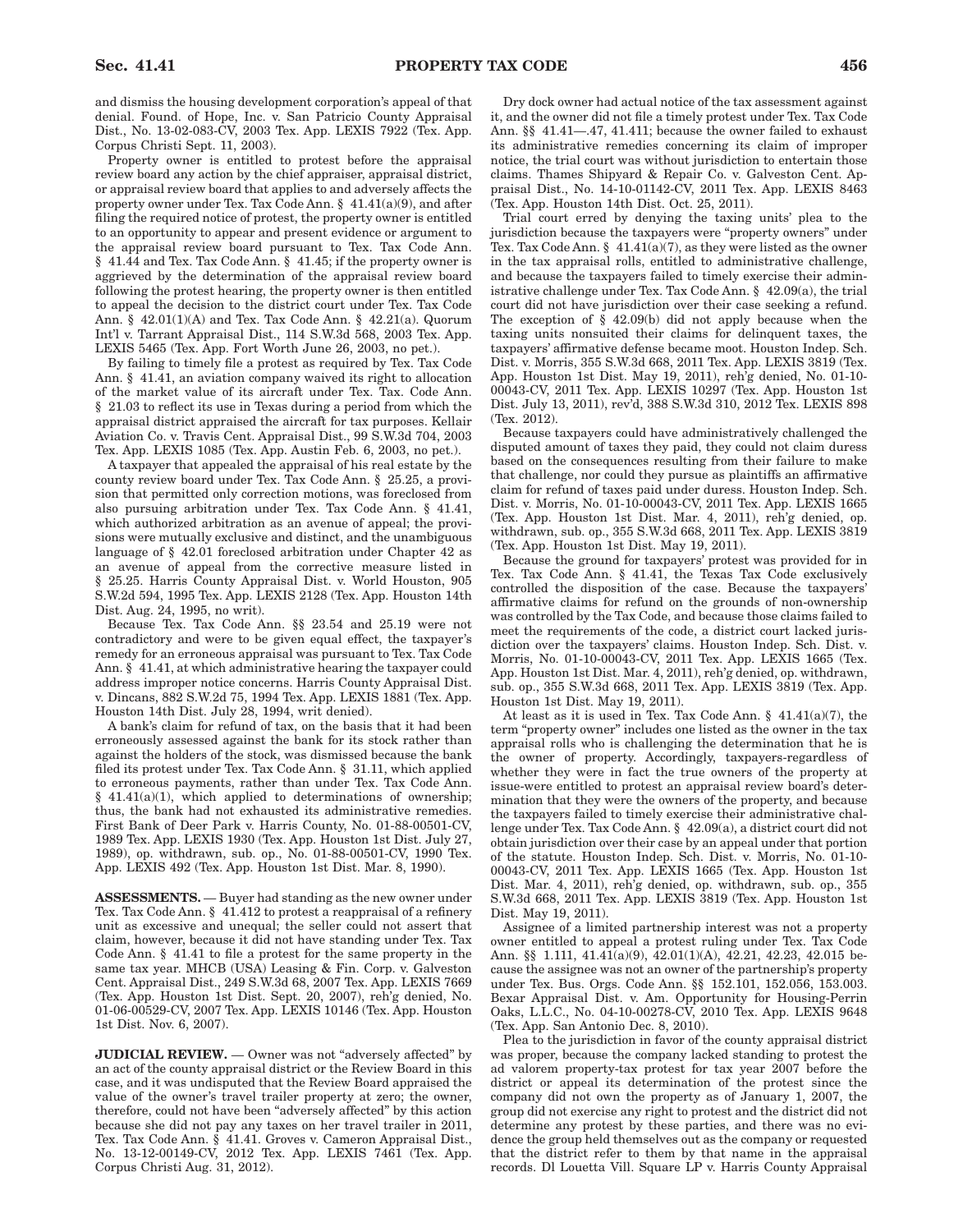and dismiss the housing development corporation's appeal of that denial. Found. of Hope, Inc. v. San Patricio County Appraisal Dist., No. 13-02-083-CV, 2003 Tex. App. LEXIS 7922 (Tex. App. Corpus Christi Sept. 11, 2003).

Property owner is entitled to protest before the appraisal review board any action by the chief appraiser, appraisal district, or appraisal review board that applies to and adversely affects the property owner under Tex. Tax Code Ann. § 41.41(a)(9), and after filing the required notice of protest, the property owner is entitled to an opportunity to appear and present evidence or argument to the appraisal review board pursuant to Tex. Tax Code Ann. § 41.44 and Tex. Tax Code Ann. § 41.45; if the property owner is aggrieved by the determination of the appraisal review board following the protest hearing, the property owner is then entitled to appeal the decision to the district court under Tex. Tax Code Ann. § 42.01(1)(A) and Tex. Tax Code Ann. § 42.21(a). Quorum Int'l v. Tarrant Appraisal Dist., 114 S.W.3d 568, 2003 Tex. App. LEXIS 5465 (Tex. App. Fort Worth June 26, 2003, no pet.).

By failing to timely file a protest as required by Tex. Tax Code Ann. § 41.41, an aviation company waived its right to allocation of the market value of its aircraft under Tex. Tax. Code Ann. § 21.03 to reflect its use in Texas during a period from which the appraisal district appraised the aircraft for tax purposes. Kellair Aviation Co. v. Travis Cent. Appraisal Dist., 99 S.W.3d 704, 2003 Tex. App. LEXIS 1085 (Tex. App. Austin Feb. 6, 2003, no pet.).

A taxpayer that appealed the appraisal of his real estate by the county review board under Tex. Tax Code Ann. § 25.25, a provision that permitted only correction motions, was foreclosed from also pursuing arbitration under Tex. Tax Code Ann. § 41.41, which authorized arbitration as an avenue of appeal; the provisions were mutually exclusive and distinct, and the unambiguous language of § 42.01 foreclosed arbitration under Chapter 42 as an avenue of appeal from the corrective measure listed in § 25.25. Harris County Appraisal Dist. v. World Houston, 905 S.W.2d 594, 1995 Tex. App. LEXIS 2128 (Tex. App. Houston 14th Dist. Aug. 24, 1995, no writ).

Because Tex. Tax Code Ann. §§ 23.54 and 25.19 were not contradictory and were to be given equal effect, the taxpayer's remedy for an erroneous appraisal was pursuant to Tex. Tax Code Ann. § 41.41, at which administrative hearing the taxpayer could address improper notice concerns. Harris County Appraisal Dist. v. Dincans, 882 S.W.2d 75, 1994 Tex. App. LEXIS 1881 (Tex. App. Houston 14th Dist. July 28, 1994, writ denied).

A bank's claim for refund of tax, on the basis that it had been erroneously assessed against the bank for its stock rather than against the holders of the stock, was dismissed because the bank filed its protest under Tex. Tax Code Ann. § 31.11, which applied to erroneous payments, rather than under Tex. Tax Code Ann. § 41.41(a)(1), which applied to determinations of ownership; thus, the bank had not exhausted its administrative remedies. First Bank of Deer Park v. Harris County, No. 01-88-00501-CV, 1989 Tex. App. LEXIS 1930 (Tex. App. Houston 1st Dist. July 27, 1989), op. withdrawn, sub. op., No. 01-88-00501-CV, 1990 Tex. App. LEXIS 492 (Tex. App. Houston 1st Dist. Mar. 8, 1990).

**ASSESSMENTS.** — Buyer had standing as the new owner under Tex. Tax Code Ann. § 41.412 to protest a reappraisal of a refinery unit as excessive and unequal; the seller could not assert that claim, however, because it did not have standing under Tex. Tax Code Ann. § 41.41 to file a protest for the same property in the same tax year. MHCB (USA) Leasing & Fin. Corp. v. Galveston Cent. Appraisal Dist., 249 S.W.3d 68, 2007 Tex. App. LEXIS 7669 (Tex. App. Houston 1st Dist. Sept. 20, 2007), reh'g denied, No. 01-06-00529-CV, 2007 Tex. App. LEXIS 10146 (Tex. App. Houston 1st Dist. Nov. 6, 2007).

**JUDICIAL REVIEW.** — Owner was not "adversely affected" by an act of the county appraisal district or the Review Board in this case, and it was undisputed that the Review Board appraised the value of the owner's travel trailer property at zero; the owner, therefore, could not have been "adversely affected" by this action because she did not pay any taxes on her travel trailer in 2011, Tex. Tax Code Ann. § 41.41. Groves v. Cameron Appraisal Dist., No. 13-12-00149-CV, 2012 Tex. App. LEXIS 7461 (Tex. App. Corpus Christi Aug. 31, 2012).

Dry dock owner had actual notice of the tax assessment against it, and the owner did not file a timely protest under Tex. Tax Code Ann. §§ 41.41—.47, 41.411; because the owner failed to exhaust its administrative remedies concerning its claim of improper notice, the trial court was without jurisdiction to entertain those claims. Thames Shipyard & Repair Co. v. Galveston Cent. Appraisal Dist., No. 14-10-01142-CV, 2011 Tex. App. LEXIS 8463 (Tex. App. Houston 14th Dist. Oct. 25, 2011).

Trial court erred by denying the taxing units' plea to the jurisdiction because the taxpayers were "property owners" under Tex. Tax Code Ann. § 41.41(a)(7), as they were listed as the owner in the tax appraisal rolls, entitled to administrative challenge, and because the taxpayers failed to timely exercise their administrative challenge under Tex. Tax Code Ann. § 42.09(a), the trial court did not have jurisdiction over their case seeking a refund. The exception of § 42.09(b) did not apply because when the taxing units nonsuited their claims for delinquent taxes, the taxpayers' affirmative defense became moot. Houston Indep. Sch. Dist. v. Morris, 355 S.W.3d 668, 2011 Tex. App. LEXIS 3819 (Tex. App. Houston 1st Dist. May 19, 2011), reh'g denied, No. 01-10-00043-CV, 2011 Tex. App. LEXIS 10297 (Tex. App. Houston 1st Dist. July 13, 2011), rev'd, 388 S.W.3d 310, 2012 Tex. LEXIS 898 (Tex. 2012).

Because taxpayers could have administratively challenged the disputed amount of taxes they paid, they could not claim duress based on the consequences resulting from their failure to make that challenge, nor could they pursue as plaintiffs an affirmative claim for refund of taxes paid under duress. Houston Indep. Sch. Dist. v. Morris, No. 01-10-00043-CV, 2011 Tex. App. LEXIS 1665 (Tex. App. Houston 1st Dist. Mar. 4, 2011), reh'g denied, op. withdrawn, sub. op., 355 S.W.3d 668, 2011 Tex. App. LEXIS 3819 (Tex. App. Houston 1st Dist. May 19, 2011).

Because the ground for taxpayers' protest was provided for in Tex. Tax Code Ann. § 41.41, the Texas Tax Code exclusively controlled the disposition of the case. Because the taxpayers' affirmative claims for refund on the grounds of non-ownership was controlled by the Tax Code, and because those claims failed to meet the requirements of the code, a district court lacked jurisdiction over the taxpayers' claims. Houston Indep. Sch. Dist. v. Morris, No. 01-10-00043-CV, 2011 Tex. App. LEXIS 1665 (Tex. App. Houston 1st Dist. Mar. 4, 2011), reh'g denied, op. withdrawn, sub. op., 355 S.W.3d 668, 2011 Tex. App. LEXIS 3819 (Tex. App. Houston 1st Dist. May 19, 2011).

At least as it is used in Tex. Tax Code Ann. § 41.41(a)(7), the term "property owner" includes one listed as the owner in the tax appraisal rolls who is challenging the determination that he is the owner of property. Accordingly, taxpayers-regardless of whether they were in fact the true owners of the property at issue-were entitled to protest an appraisal review board's determination that they were the owners of the property, and because the taxpayers failed to timely exercise their administrative challenge under Tex. Tax Code Ann. § 42.09(a), a district court did not obtain jurisdiction over their case by an appeal under that portion of the statute. Houston Indep. Sch. Dist. v. Morris, No. 01-10-00043-CV, 2011 Tex. App. LEXIS 1665 (Tex. App. Houston 1st Dist. Mar. 4, 2011), reh'g denied, op. withdrawn, sub. op., 355 S.W.3d 668, 2011 Tex. App. LEXIS 3819 (Tex. App. Houston 1st Dist. May 19, 2011).

Assignee of a limited partnership interest was not a property owner entitled to appeal a protest ruling under Tex. Tax Code Ann. §§ 1.111, 41.41(a)(9), 42.01(1)(A), 42.21, 42.23, 42.015 because the assignee was not an owner of the partnership's property under Tex. Bus. Orgs. Code Ann. §§ 152.101, 152.056, 153.003. Bexar Appraisal Dist. v. Am. Opportunity for Housing-Perrin Oaks, L.L.C., No. 04-10-00278-CV, 2010 Tex. App. LEXIS 9648 (Tex. App. San Antonio Dec. 8, 2010).

Plea to the jurisdiction in favor of the county appraisal district was proper, because the company lacked standing to protest the ad valorem property-tax protest for tax year 2007 before the district or appeal its determination of the protest since the company did not own the property as of January 1, 2007, the group did not exercise any right to protest and the district did not determine any protest by these parties, and there was no evidence the group held themselves out as the company or requested that the district refer to them by that name in the appraisal records. Dl Louetta Vill. Square LP v. Harris County Appraisal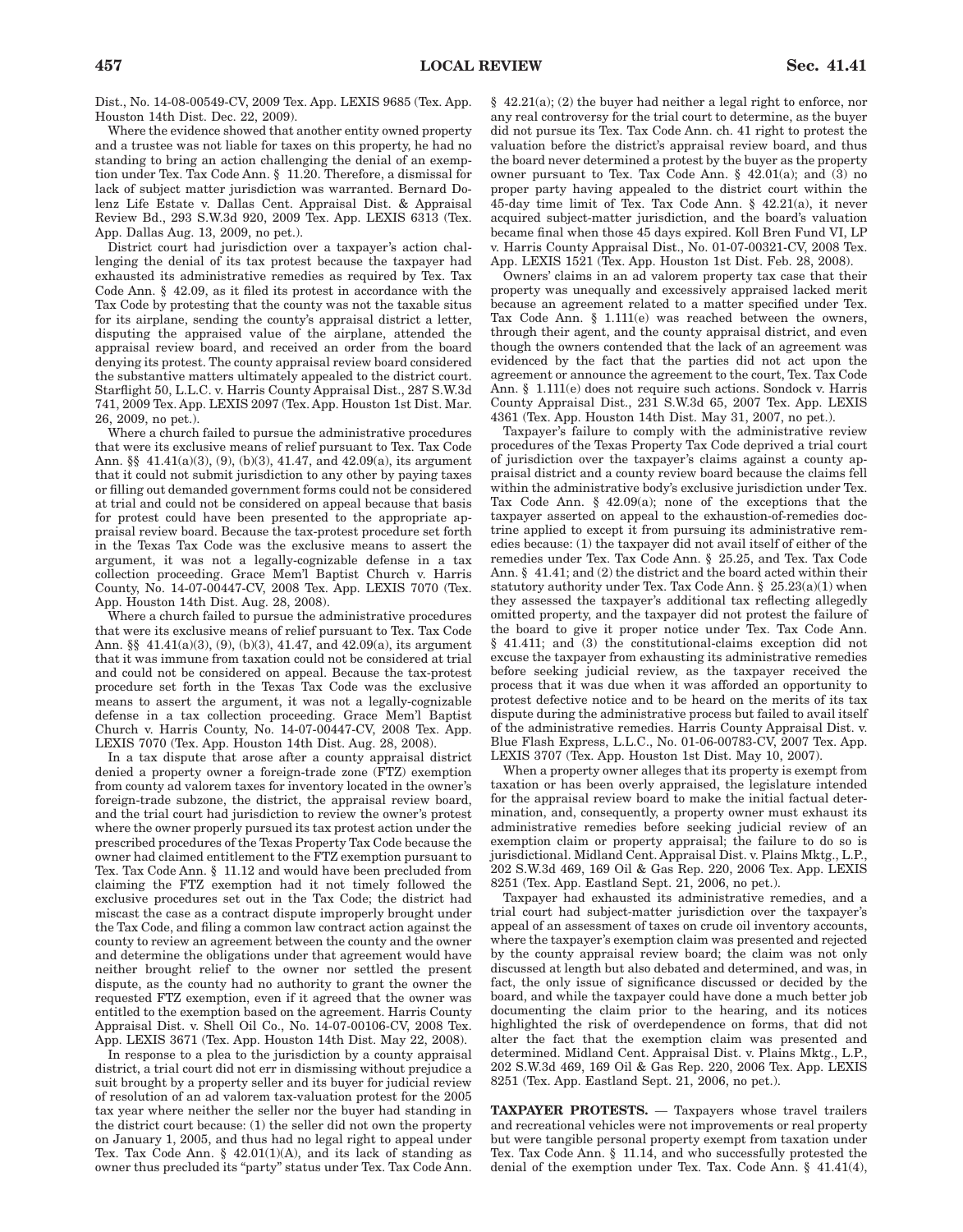Dist., No. 14-08-00549-CV, 2009 Tex. App. LEXIS 9685 (Tex. App. Houston 14th Dist. Dec. 22, 2009).

Where the evidence showed that another entity owned property and a trustee was not liable for taxes on this property, he had no standing to bring an action challenging the denial of an exemption under Tex. Tax Code Ann. § 11.20. Therefore, a dismissal for lack of subject matter jurisdiction was warranted. Bernard Dolenz Life Estate v. Dallas Cent. Appraisal Dist. & Appraisal Review Bd., 293 S.W.3d 920, 2009 Tex. App. LEXIS 6313 (Tex. App. Dallas Aug. 13, 2009, no pet.).

District court had jurisdiction over a taxpayer's action challenging the denial of its tax protest because the taxpayer had exhausted its administrative remedies as required by Tex. Tax Code Ann. § 42.09, as it filed its protest in accordance with the Tax Code by protesting that the county was not the taxable situs for its airplane, sending the county's appraisal district a letter, disputing the appraised value of the airplane, attended the appraisal review board, and received an order from the board denying its protest. The county appraisal review board considered the substantive matters ultimately appealed to the district court. Starflight 50, L.L.C. v. Harris County Appraisal Dist., 287 S.W.3d 741, 2009 Tex. App. LEXIS 2097 (Tex. App. Houston 1st Dist. Mar. 26, 2009, no pet.).

Where a church failed to pursue the administrative procedures that were its exclusive means of relief pursuant to Tex. Tax Code Ann. §§ 41.41(a)(3), (9), (b)(3), 41.47, and 42.09(a), its argument that it could not submit jurisdiction to any other by paying taxes or filling out demanded government forms could not be considered at trial and could not be considered on appeal because that basis for protest could have been presented to the appropriate appraisal review board. Because the tax-protest procedure set forth in the Texas Tax Code was the exclusive means to assert the argument, it was not a legally-cognizable defense in a tax collection proceeding. Grace Mem'l Baptist Church v. Harris County, No. 14-07-00447-CV, 2008 Tex. App. LEXIS 7070 (Tex. App. Houston 14th Dist. Aug. 28, 2008).

Where a church failed to pursue the administrative procedures that were its exclusive means of relief pursuant to Tex. Tax Code Ann. §§ 41.41(a)(3), (9), (b)(3), 41.47, and 42.09(a), its argument that it was immune from taxation could not be considered at trial and could not be considered on appeal. Because the tax-protest procedure set forth in the Texas Tax Code was the exclusive means to assert the argument, it was not a legally-cognizable defense in a tax collection proceeding. Grace Mem'l Baptist Church v. Harris County, No. 14-07-00447-CV, 2008 Tex. App. LEXIS 7070 (Tex. App. Houston 14th Dist. Aug. 28, 2008).

In a tax dispute that arose after a county appraisal district denied a property owner a foreign-trade zone (FTZ) exemption from county ad valorem taxes for inventory located in the owner's foreign-trade subzone, the district, the appraisal review board, and the trial court had jurisdiction to review the owner's protest where the owner properly pursued its tax protest action under the prescribed procedures of the Texas Property Tax Code because the owner had claimed entitlement to the FTZ exemption pursuant to Tex. Tax Code Ann. § 11.12 and would have been precluded from claiming the FTZ exemption had it not timely followed the exclusive procedures set out in the Tax Code; the district had miscast the case as a contract dispute improperly brought under the Tax Code, and filing a common law contract action against the county to review an agreement between the county and the owner and determine the obligations under that agreement would have neither brought relief to the owner nor settled the present dispute, as the county had no authority to grant the owner the requested FTZ exemption, even if it agreed that the owner was entitled to the exemption based on the agreement. Harris County Appraisal Dist. v. Shell Oil Co., No. 14-07-00106-CV, 2008 Tex. App. LEXIS 3671 (Tex. App. Houston 14th Dist. May 22, 2008).

In response to a plea to the jurisdiction by a county appraisal district, a trial court did not err in dismissing without prejudice a suit brought by a property seller and its buyer for judicial review of resolution of an ad valorem tax-valuation protest for the 2005 tax year where neither the seller nor the buyer had standing in the district court because: (1) the seller did not own the property on January 1, 2005, and thus had no legal right to appeal under Tex. Tax Code Ann. § 42.01(1)(A), and its lack of standing as owner thus precluded its "party" status under Tex. Tax Code Ann. § 42.21(a); (2) the buyer had neither a legal right to enforce, nor any real controversy for the trial court to determine, as the buyer did not pursue its Tex. Tax Code Ann. ch. 41 right to protest the valuation before the district's appraisal review board, and thus the board never determined a protest by the buyer as the property owner pursuant to Tex. Tax Code Ann. § 42.01(a); and (3) no proper party having appealed to the district court within the 45-day time limit of Tex. Tax Code Ann. § 42.21(a), it never acquired subject-matter jurisdiction, and the board's valuation became final when those 45 days expired. Koll Bren Fund VI, LP v. Harris County Appraisal Dist., No. 01-07-00321-CV, 2008 Tex. App. LEXIS 1521 (Tex. App. Houston 1st Dist. Feb. 28, 2008).

Owners' claims in an ad valorem property tax case that their property was unequally and excessively appraised lacked merit because an agreement related to a matter specified under Tex. Tax Code Ann. § 1.111(e) was reached between the owners, through their agent, and the county appraisal district, and even though the owners contended that the lack of an agreement was evidenced by the fact that the parties did not act upon the agreement or announce the agreement to the court, Tex. Tax Code Ann. § 1.111(e) does not require such actions. Sondock v. Harris County Appraisal Dist., 231 S.W.3d 65, 2007 Tex. App. LEXIS 4361 (Tex. App. Houston 14th Dist. May 31, 2007, no pet.).

Taxpayer's failure to comply with the administrative review procedures of the Texas Property Tax Code deprived a trial court of jurisdiction over the taxpayer's claims against a county appraisal district and a county review board because the claims fell within the administrative body's exclusive jurisdiction under Tex. Tax Code Ann. § 42.09(a); none of the exceptions that the taxpayer asserted on appeal to the exhaustion-of-remedies doctrine applied to except it from pursuing its administrative remedies because: (1) the taxpayer did not avail itself of either of the remedies under Tex. Tax Code Ann. § 25.25, and Tex. Tax Code Ann. § 41.41; and (2) the district and the board acted within their statutory authority under Tex. Tax Code Ann. § 25.23(a)(1) when they assessed the taxpayer's additional tax reflecting allegedly omitted property, and the taxpayer did not protest the failure of the board to give it proper notice under Tex. Tax Code Ann. § 41.411; and (3) the constitutional-claims exception did not excuse the taxpayer from exhausting its administrative remedies before seeking judicial review, as the taxpayer received the process that it was due when it was afforded an opportunity to protest defective notice and to be heard on the merits of its tax dispute during the administrative process but failed to avail itself of the administrative remedies. Harris County Appraisal Dist. v. Blue Flash Express, L.L.C., No. 01-06-00783-CV, 2007 Tex. App. LEXIS 3707 (Tex. App. Houston 1st Dist. May 10, 2007).

When a property owner alleges that its property is exempt from taxation or has been overly appraised, the legislature intended for the appraisal review board to make the initial factual determination, and, consequently, a property owner must exhaust its administrative remedies before seeking judicial review of an exemption claim or property appraisal; the failure to do so is jurisdictional. Midland Cent. Appraisal Dist. v. Plains Mktg., L.P., 202 S.W.3d 469, 169 Oil & Gas Rep. 220, 2006 Tex. App. LEXIS 8251 (Tex. App. Eastland Sept. 21, 2006, no pet.).

Taxpayer had exhausted its administrative remedies, and a trial court had subject-matter jurisdiction over the taxpayer's appeal of an assessment of taxes on crude oil inventory accounts, where the taxpayer's exemption claim was presented and rejected by the county appraisal review board; the claim was not only discussed at length but also debated and determined, and was, in fact, the only issue of significance discussed or decided by the board, and while the taxpayer could have done a much better job documenting the claim prior to the hearing, and its notices highlighted the risk of overdependence on forms, that did not alter the fact that the exemption claim was presented and determined. Midland Cent. Appraisal Dist. v. Plains Mktg., L.P., 202 S.W.3d 469, 169 Oil & Gas Rep. 220, 2006 Tex. App. LEXIS 8251 (Tex. App. Eastland Sept. 21, 2006, no pet.).

**TAXPAYER PROTESTS.** — Taxpayers whose travel trailers and recreational vehicles were not improvements or real property but were tangible personal property exempt from taxation under Tex. Tax Code Ann. § 11.14, and who successfully protested the denial of the exemption under Tex. Tax. Code Ann. § 41.41(4),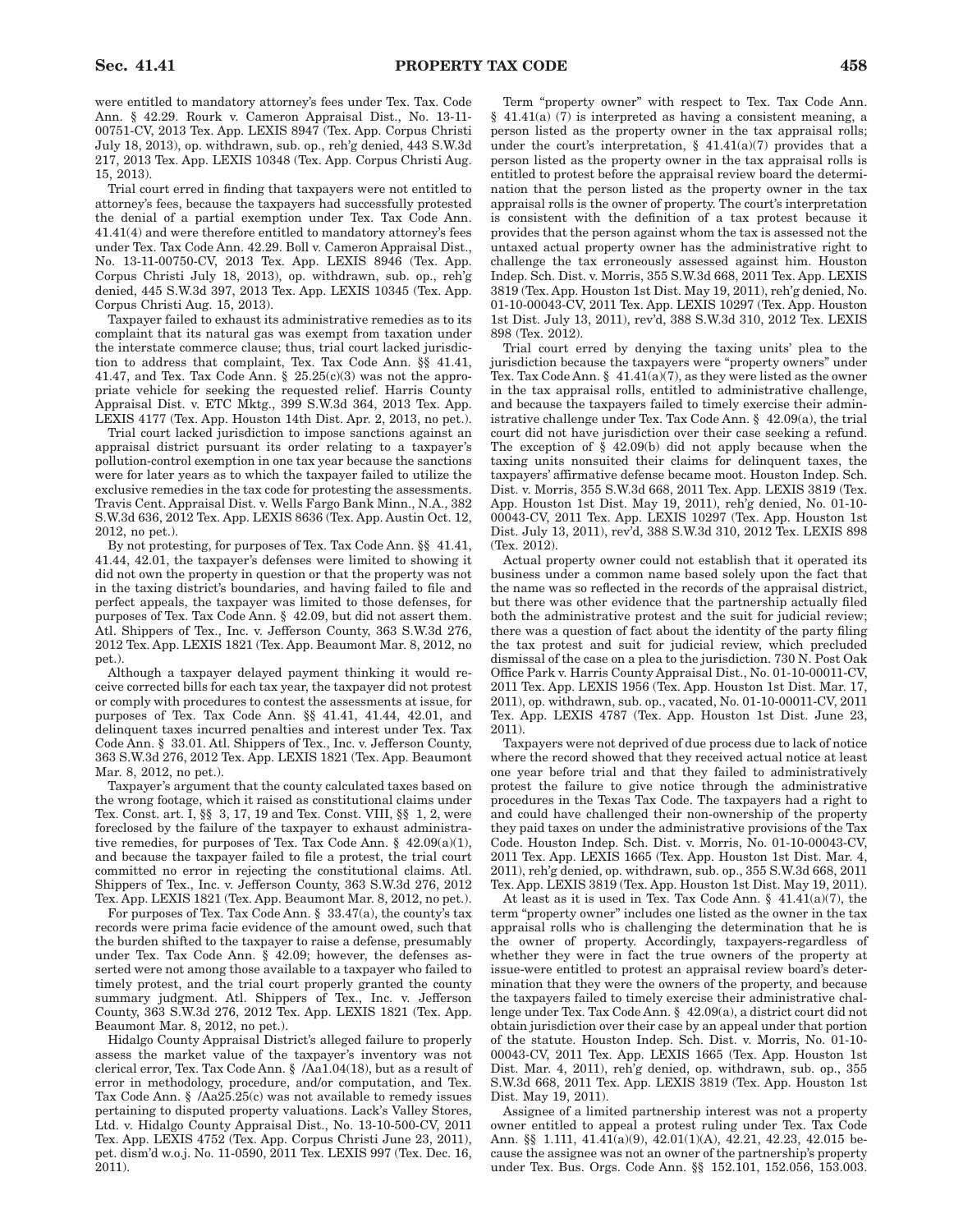were entitled to mandatory attorney's fees under Tex. Tax. Code Ann. § 42.29. Rourk v. Cameron Appraisal Dist., No. 13-11-00751-CV, 2013 Tex. App. LEXIS 8947 (Tex. App. Corpus Christi July 18, 2013), op. withdrawn, sub. op., reh'g denied, 443 S.W.3d 217, 2013 Tex. App. LEXIS 10348 (Tex. App. Corpus Christi Aug. 15, 2013).

Trial court erred in finding that taxpayers were not entitled to attorney's fees, because the taxpayers had successfully protested the denial of a partial exemption under Tex. Tax Code Ann. 41.41(4) and were therefore entitled to mandatory attorney's fees under Tex. Tax Code Ann. 42.29. Boll v. Cameron Appraisal Dist., No. 13-11-00750-CV, 2013 Tex. App. LEXIS 8946 (Tex. App. Corpus Christi July 18, 2013), op. withdrawn, sub. op., reh'g denied, 445 S.W.3d 397, 2013 Tex. App. LEXIS 10345 (Tex. App. Corpus Christi Aug. 15, 2013).

Taxpayer failed to exhaust its administrative remedies as to its complaint that its natural gas was exempt from taxation under the interstate commerce clause; thus, trial court lacked jurisdiction to address that complaint, Tex. Tax Code Ann. §§ 41.41, 41.47, and Tex. Tax Code Ann. § 25.25(c)(3) was not the appropriate vehicle for seeking the requested relief. Harris County Appraisal Dist. v. ETC Mktg., 399 S.W.3d 364, 2013 Tex. App. LEXIS 4177 (Tex. App. Houston 14th Dist. Apr. 2, 2013, no pet.).

Trial court lacked jurisdiction to impose sanctions against an appraisal district pursuant its order relating to a taxpayer's pollution-control exemption in one tax year because the sanctions were for later years as to which the taxpayer failed to utilize the exclusive remedies in the tax code for protesting the assessments. Travis Cent. Appraisal Dist. v. Wells Fargo Bank Minn., N.A., 382 S.W.3d 636, 2012 Tex. App. LEXIS 8636 (Tex. App. Austin Oct. 12, 2012, no pet.).

By not protesting, for purposes of Tex. Tax Code Ann. §§ 41.41, 41.44, 42.01, the taxpayer's defenses were limited to showing it did not own the property in question or that the property was not in the taxing district's boundaries, and having failed to file and perfect appeals, the taxpayer was limited to those defenses, for purposes of Tex. Tax Code Ann. § 42.09, but did not assert them. Atl. Shippers of Tex., Inc. v. Jefferson County, 363 S.W.3d 276, 2012 Tex. App. LEXIS 1821 (Tex. App. Beaumont Mar. 8, 2012, no pet.).

Although a taxpayer delayed payment thinking it would receive corrected bills for each tax year, the taxpayer did not protest or comply with procedures to contest the assessments at issue, for purposes of Tex. Tax Code Ann. §§ 41.41, 41.44, 42.01, and delinquent taxes incurred penalties and interest under Tex. Tax Code Ann. § 33.01. Atl. Shippers of Tex., Inc. v. Jefferson County, 363 S.W.3d 276, 2012 Tex. App. LEXIS 1821 (Tex. App. Beaumont Mar. 8, 2012, no pet.).

Taxpayer's argument that the county calculated taxes based on the wrong footage, which it raised as constitutional claims under Tex. Const. art. I, §§ 3, 17, 19 and Tex. Const. VIII, §§ 1, 2, were foreclosed by the failure of the taxpayer to exhaust administrative remedies, for purposes of Tex. Tax Code Ann. § 42.09(a)(1), and because the taxpayer failed to file a protest, the trial court committed no error in rejecting the constitutional claims. Atl. Shippers of Tex., Inc. v. Jefferson County, 363 S.W.3d 276, 2012 Tex. App. LEXIS 1821 (Tex. App. Beaumont Mar. 8, 2012, no pet.).

For purposes of Tex. Tax Code Ann. § 33.47(a), the county's tax records were prima facie evidence of the amount owed, such that the burden shifted to the taxpayer to raise a defense, presumably under Tex. Tax Code Ann. § 42.09; however, the defenses asserted were not among those available to a taxpayer who failed to timely protest, and the trial court properly granted the county summary judgment. Atl. Shippers of Tex., Inc. v. Jefferson County, 363 S.W.3d 276, 2012 Tex. App. LEXIS 1821 (Tex. App. Beaumont Mar. 8, 2012, no pet.).

Hidalgo County Appraisal District's alleged failure to properly assess the market value of the taxpayer's inventory was not clerical error, Tex. Tax Code Ann. § /Aa1.04(18), but as a result of error in methodology, procedure, and/or computation, and Tex. Tax Code Ann. § /Aa25.25(c) was not available to remedy issues pertaining to disputed property valuations. Lack's Valley Stores, Ltd. v. Hidalgo County Appraisal Dist., No. 13-10-500-CV, 2011 Tex. App. LEXIS 4752 (Tex. App. Corpus Christi June 23, 2011), pet. dism'd w.o.j. No. 11-0590, 2011 Tex. LEXIS 997 (Tex. Dec. 16, 2011).

Term "property owner" with respect to Tex. Tax Code Ann. § 41.41(a) (7) is interpreted as having a consistent meaning, a person listed as the property owner in the tax appraisal rolls; under the court's interpretation, § 41.41(a)(7) provides that a person listed as the property owner in the tax appraisal rolls is entitled to protest before the appraisal review board the determination that the person listed as the property owner in the tax appraisal rolls is the owner of property. The court's interpretation is consistent with the definition of a tax protest because it provides that the person against whom the tax is assessed not the untaxed actual property owner has the administrative right to challenge the tax erroneously assessed against him. Houston Indep. Sch. Dist. v. Morris, 355 S.W.3d 668, 2011 Tex. App. LEXIS 3819 (Tex. App. Houston 1st Dist. May 19, 2011), reh'g denied, No. 01-10-00043-CV, 2011 Tex. App. LEXIS 10297 (Tex. App. Houston 1st Dist. July 13, 2011), rev'd, 388 S.W.3d 310, 2012 Tex. LEXIS 898 (Tex. 2012).

Trial court erred by denying the taxing units' plea to the jurisdiction because the taxpayers were "property owners" under Tex. Tax Code Ann. § 41.41(a)(7), as they were listed as the owner in the tax appraisal rolls, entitled to administrative challenge, and because the taxpayers failed to timely exercise their administrative challenge under Tex. Tax Code Ann. § 42.09(a), the trial court did not have jurisdiction over their case seeking a refund. The exception of § 42.09(b) did not apply because when the taxing units nonsuited their claims for delinquent taxes, the taxpayers' affirmative defense became moot. Houston Indep. Sch. Dist. v. Morris, 355 S.W.3d 668, 2011 Tex. App. LEXIS 3819 (Tex. App. Houston 1st Dist. May 19, 2011), reh'g denied, No. 01-10-00043-CV, 2011 Tex. App. LEXIS 10297 (Tex. App. Houston 1st Dist. July 13, 2011), rev'd, 388 S.W.3d 310, 2012 Tex. LEXIS 898 (Tex. 2012).

Actual property owner could not establish that it operated its business under a common name based solely upon the fact that the name was so reflected in the records of the appraisal district, but there was other evidence that the partnership actually filed both the administrative protest and the suit for judicial review; there was a question of fact about the identity of the party filing the tax protest and suit for judicial review, which precluded dismissal of the case on a plea to the jurisdiction. 730 N. Post Oak Office Park v. Harris County Appraisal Dist., No. 01-10-00011-CV, 2011 Tex. App. LEXIS 1956 (Tex. App. Houston 1st Dist. Mar. 17, 2011), op. withdrawn, sub. op., vacated, No. 01-10-00011-CV, 2011 Tex. App. LEXIS 4787 (Tex. App. Houston 1st Dist. June 23, 2011).

Taxpayers were not deprived of due process due to lack of notice where the record showed that they received actual notice at least one year before trial and that they failed to administratively protest the failure to give notice through the administrative procedures in the Texas Tax Code. The taxpayers had a right to and could have challenged their non-ownership of the property they paid taxes on under the administrative provisions of the Tax Code. Houston Indep. Sch. Dist. v. Morris, No. 01-10-00043-CV, 2011 Tex. App. LEXIS 1665 (Tex. App. Houston 1st Dist. Mar. 4, 2011), reh'g denied, op. withdrawn, sub. op., 355 S.W.3d 668, 2011 Tex. App. LEXIS 3819 (Tex. App. Houston 1st Dist. May 19, 2011).

At least as it is used in Tex. Tax Code Ann. § 41.41(a)(7), the term "property owner" includes one listed as the owner in the tax appraisal rolls who is challenging the determination that he is the owner of property. Accordingly, taxpayers-regardless of whether they were in fact the true owners of the property at issue-were entitled to protest an appraisal review board's determination that they were the owners of the property, and because the taxpayers failed to timely exercise their administrative challenge under Tex. Tax Code Ann. § 42.09(a), a district court did not obtain jurisdiction over their case by an appeal under that portion of the statute. Houston Indep. Sch. Dist. v. Morris, No. 01-10-00043-CV, 2011 Tex. App. LEXIS 1665 (Tex. App. Houston 1st Dist. Mar. 4, 2011), reh'g denied, op. withdrawn, sub. op., 355 S.W.3d 668, 2011 Tex. App. LEXIS 3819 (Tex. App. Houston 1st Dist. May 19, 2011).

Assignee of a limited partnership interest was not a property owner entitled to appeal a protest ruling under Tex. Tax Code Ann. §§ 1.111, 41.41(a)(9), 42.01(1)(A), 42.21, 42.23, 42.015 because the assignee was not an owner of the partnership's property under Tex. Bus. Orgs. Code Ann. §§ 152.101, 152.056, 153.003.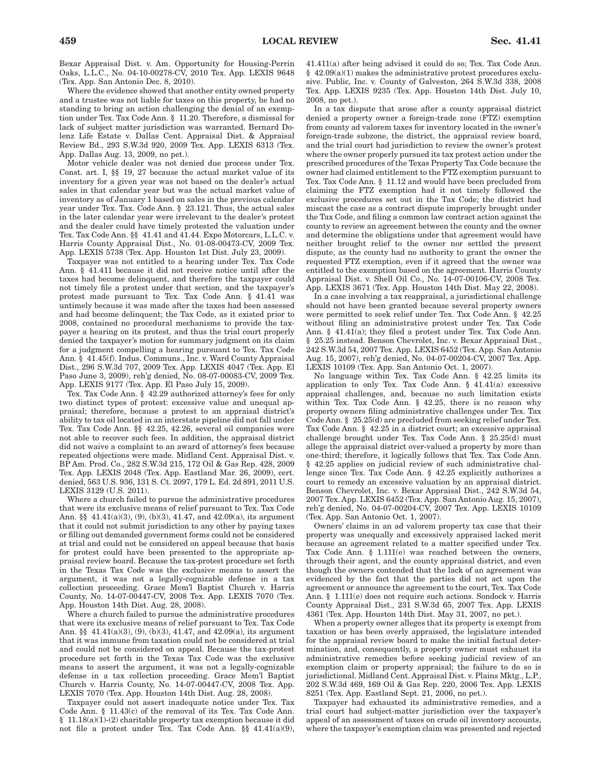Bexar Appraisal Dist. v. Am. Opportunity for Housing-Perrin Oaks, L.L.C., No. 04-10-00278-CV, 2010 Tex. App. LEXIS 9648 (Tex. App. San Antonio Dec. 8, 2010).

Where the evidence showed that another entity owned property and a trustee was not liable for taxes on this property, he had no standing to bring an action challenging the denial of an exemption under Tex. Tax Code Ann. § 11.20. Therefore, a dismissal for lack of subject matter jurisdiction was warranted. Bernard Dolenz Life Estate v. Dallas Cent. Appraisal Dist. & Appraisal Review Bd., 293 S.W.3d 920, 2009 Tex. App. LEXIS 6313 (Tex. App. Dallas Aug. 13, 2009, no pet.).

Motor vehicle dealer was not denied due process under Tex. Const. art. I, §§ 19, 27 because the actual market value of its inventory for a given year was not based on the dealer's actual sales in that calendar year but was the actual market value of inventory as of January 1 based on sales in the previous calendar year under Tex. Tax. Code Ann. § 23.121. Thus, the actual sales in the later calendar year were irrelevant to the dealer's protest and the dealer could have timely protested the valuation under Tex. Tax Code Ann. §§ 41.41 and 41.44. Expo Motorcars, L.L.C. v. Harris County Appraisal Dist., No. 01-08-00473-CV, 2009 Tex. App. LEXIS 5738 (Tex. App. Houston 1st Dist. July 23, 2009).

Taxpayer was not entitled to a hearing under Tex. Tax Code Ann. § 41.411 because it did not receive notice until after the taxes had become delinquent, and therefore the taxpayer could not timely file a protest under that section, and the taxpayer's protest made pursuant to Tex. Tax Code Ann. § 41.41 was untimely because it was made after the taxes had been assessed and had become delinquent; the Tax Code, as it existed prior to 2008, contained no procedural mechanisms to provide the taxpayer a hearing on its protest, and thus the trial court properly denied the taxpayer's motion for summary judgment on its claim for a judgment compelling a hearing pursuant to Tex. Tax Code Ann. § 41.45(f). Indus. Communs., Inc. v. Ward County Appraisal Dist., 296 S.W.3d 707, 2009 Tex. App. LEXIS 4047 (Tex. App. El Paso June 3, 2009), reh'g denied, No. 08-07-00083-CV, 2009 Tex. App. LEXIS 9177 (Tex. App. El Paso July 15, 2009).

Tex. Tax Code Ann. § 42.29 authorized attorney's fees for only two distinct types of protest: excessive value and unequal appraisal; therefore, because a protest to an appraisal district's ability to tax oil located in an interstate pipeline did not fall under Tex. Tax Code Ann. §§ 42.25, 42.26, several oil companies were not able to recover such fees. In addition, the appraisal district did not waive a complaint to an award of attorney's fees because repeated objections were made. Midland Cent. Appraisal Dist. v. BP Am. Prod. Co., 282 S.W.3d 215, 172 Oil & Gas Rep. 428, 2009 Tex. App. LEXIS 2048 (Tex. App. Eastland Mar. 26, 2009), cert. denied, 563 U.S. 936, 131 S. Ct. 2097, 179 L. Ed. 2d 891, 2011 U.S. LEXIS 3129 (U.S. 2011).

Where a church failed to pursue the administrative procedures that were its exclusive means of relief pursuant to Tex. Tax Code Ann. §§ 41.41(a)(3), (9), (b)(3), 41.47, and 42.09(a), its argument that it could not submit jurisdiction to any other by paying taxes or filling out demanded government forms could not be considered at trial and could not be considered on appeal because that basis for protest could have been presented to the appropriate appraisal review board. Because the tax-protest procedure set forth in the Texas Tax Code was the exclusive means to assert the argument, it was not a legally-cognizable defense in a tax collection proceeding. Grace Mem'l Baptist Church v. Harris County, No. 14-07-00447-CV, 2008 Tex. App. LEXIS 7070 (Tex. App. Houston 14th Dist. Aug. 28, 2008).

Where a church failed to pursue the administrative procedures that were its exclusive means of relief pursuant to Tex. Tax Code Ann. §§ 41.41(a)(3), (9), (b)(3), 41.47, and 42.09(a), its argument that it was immune from taxation could not be considered at trial and could not be considered on appeal. Because the tax-protest procedure set forth in the Texas Tax Code was the exclusive means to assert the argument, it was not a legally-cognizable defense in a tax collection proceeding. Grace Mem'l Baptist Church v. Harris County, No. 14-07-00447-CV, 2008 Tex. App. LEXIS 7070 (Tex. App. Houston 14th Dist. Aug. 28, 2008).

Taxpayer could not assert inadequate notice under Tex. Tax Code Ann. § 11.43(c) of the removal of its Tex. Tax Code Ann. § 11.18(a)(1)-(2) charitable property tax exemption because it did not file a protest under Tex. Tax Code Ann. §§ 41.41(a)(9), 41.411(a) after being advised it could do so; Tex. Tax Code Ann. § 42.09(a)(1) makes the administrative protest procedures exclusive. Public, Inc. v. County of Galveston, 264 S.W.3d 338, 2008 Tex. App. LEXIS 9235 (Tex. App. Houston 14th Dist. July 10, 2008, no pet.).

In a tax dispute that arose after a county appraisal district denied a property owner a foreign-trade zone (FTZ) exemption from county ad valorem taxes for inventory located in the owner's foreign-trade subzone, the district, the appraisal review board, and the trial court had jurisdiction to review the owner's protest where the owner properly pursued its tax protest action under the prescribed procedures of the Texas Property Tax Code because the owner had claimed entitlement to the FTZ exemption pursuant to Tex. Tax Code Ann. § 11.12 and would have been precluded from claiming the FTZ exemption had it not timely followed the exclusive procedures set out in the Tax Code; the district had miscast the case as a contract dispute improperly brought under the Tax Code, and filing a common law contract action against the county to review an agreement between the county and the owner and determine the obligations under that agreement would have neither brought relief to the owner nor settled the present dispute, as the county had no authority to grant the owner the requested FTZ exemption, even if it agreed that the owner was entitled to the exemption based on the agreement. Harris County Appraisal Dist. v. Shell Oil Co., No. 14-07-00106-CV, 2008 Tex. App. LEXIS 3671 (Tex. App. Houston 14th Dist. May 22, 2008).

In a case involving a tax reappraisal, a jurisdictional challenge should not have been granted because several property owners were permitted to seek relief under Tex. Tax Code Ann. § 42.25 without filing an administrative protest under Tex. Tax Code Ann. § 41.41(a); they filed a protest under Tex. Tax Code Ann. § 25.25 instead. Benson Chevrolet, Inc. v. Bexar Appraisal Dist., 242 S.W.3d 54, 2007 Tex. App. LEXIS 6452 (Tex. App. San Antonio Aug. 15, 2007), reh'g denied, No. 04-07-00204-CV, 2007 Tex. App. LEXIS 10109 (Tex. App. San Antonio Oct. 1, 2007).

No language within Tex. Tax Code Ann. § 42.25 limits its application to only Tex. Tax Code Ann. § 41.41(a) excessive appraisal challenges, and, because no such limitation exists within Tex. Tax Code Ann. § 42.25, there is no reason why property owners filing administrative challenges under Tex. Tax Code Ann. § 25.25(d) are precluded from seeking relief under Tex. Tax Code Ann. § 42.25 in a district court; an excessive appraisal challenge brought under Tex. Tax Code Ann. § 25.25(d) must allege the appraisal district over-valued a property by more than one-third; therefore, it logically follows that Tex. Tax Code Ann. § 42.25 applies on judicial review of such administrative challenge since Tex. Tax Code Ann. § 42.25 explicitly authorizes a court to remedy an excessive valuation by an appraisal district. Benson Chevrolet, Inc. v. Bexar Appraisal Dist., 242 S.W.3d 54, 2007 Tex. App. LEXIS 6452 (Tex. App. San Antonio Aug. 15, 2007), reh'g denied, No. 04-07-00204-CV, 2007 Tex. App. LEXIS 10109 (Tex. App. San Antonio Oct. 1, 2007).

Owners' claims in an ad valorem property tax case that their property was unequally and excessively appraised lacked merit because an agreement related to a matter specified under Tex. Tax Code Ann. § 1.111(e) was reached between the owners, through their agent, and the county appraisal district, and even though the owners contended that the lack of an agreement was evidenced by the fact that the parties did not act upon the agreement or announce the agreement to the court, Tex. Tax Code Ann. § 1.111(e) does not require such actions. Sondock v. Harris County Appraisal Dist., 231 S.W.3d 65, 2007 Tex. App. LEXIS 4361 (Tex. App. Houston 14th Dist. May 31, 2007, no pet.).

When a property owner alleges that its property is exempt from taxation or has been overly appraised, the legislature intended for the appraisal review board to make the initial factual determination, and, consequently, a property owner must exhaust its administrative remedies before seeking judicial review of an exemption claim or property appraisal; the failure to do so is jurisdictional. Midland Cent. Appraisal Dist. v. Plains Mktg., L.P., 202 S.W.3d 469, 169 Oil & Gas Rep. 220, 2006 Tex. App. LEXIS 8251 (Tex. App. Eastland Sept. 21, 2006, no pet.).

Taxpayer had exhausted its administrative remedies, and a trial court had subject-matter jurisdiction over the taxpayer's appeal of an assessment of taxes on crude oil inventory accounts, where the taxpayer's exemption claim was presented and rejected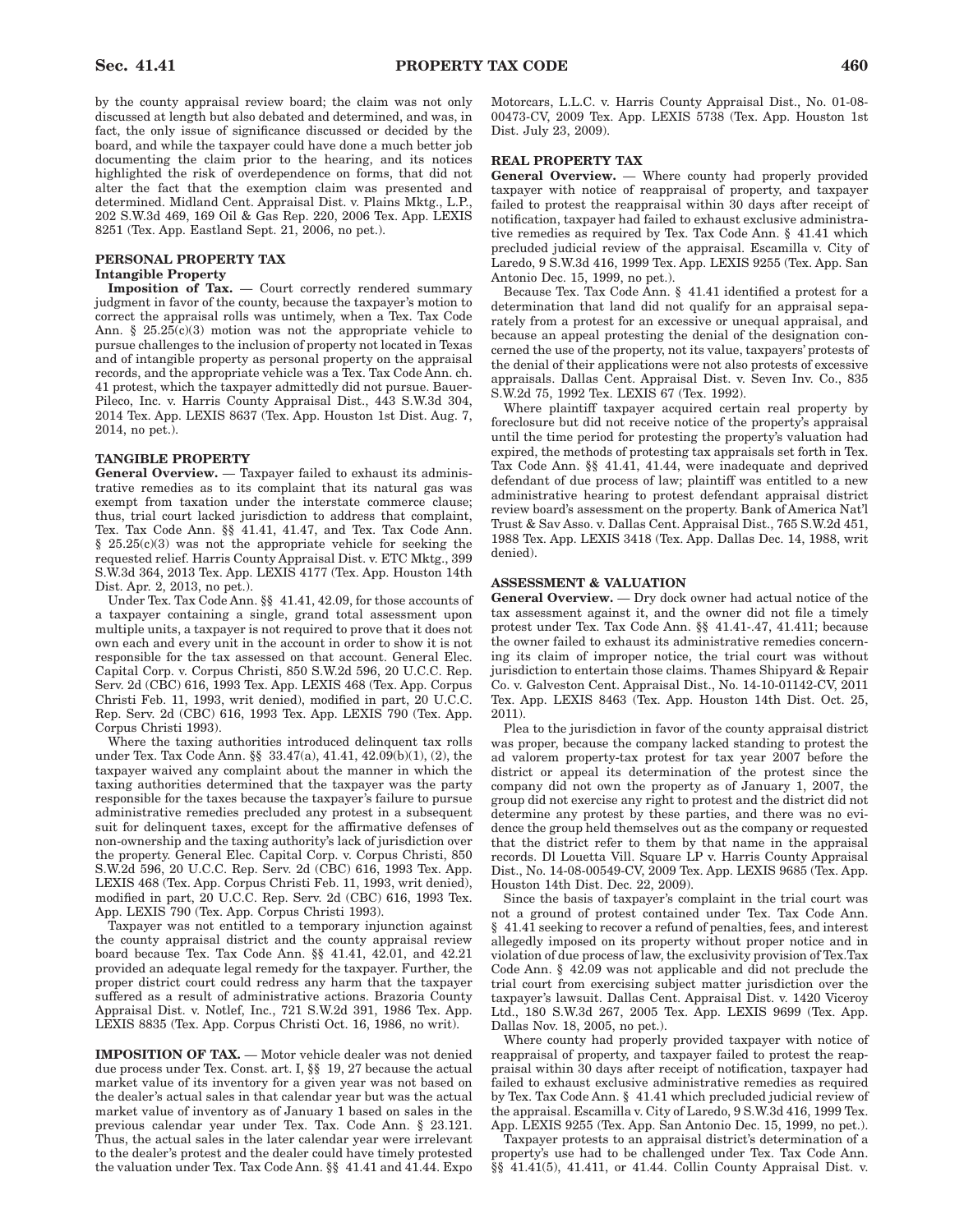by the county appraisal review board; the claim was not only discussed at length but also debated and determined, and was, in fact, the only issue of significance discussed or decided by the board, and while the taxpayer could have done a much better job documenting the claim prior to the hearing, and its notices highlighted the risk of overdependence on forms, that did not alter the fact that the exemption claim was presented and determined. Midland Cent. Appraisal Dist. v. Plains Mktg., L.P., 202 S.W.3d 469, 169 Oil & Gas Rep. 220, 2006 Tex. App. LEXIS 8251 (Tex. App. Eastland Sept. 21, 2006, no pet.).

**PERSONAL PROPERTY TAX**

**Intangible Property**

**Imposition of Tax.** — Court correctly rendered summary judgment in favor of the county, because the taxpayer's motion to correct the appraisal rolls was untimely, when a Tex. Tax Code Ann. § 25.25(c)(3) motion was not the appropriate vehicle to pursue challenges to the inclusion of property not located in Texas and of intangible property as personal property on the appraisal records, and the appropriate vehicle was a Tex. Tax Code Ann. ch. 41 protest, which the taxpayer admittedly did not pursue. Bauer-Pileco, Inc. v. Harris County Appraisal Dist., 443 S.W.3d 304, 2014 Tex. App. LEXIS 8637 (Tex. App. Houston 1st Dist. Aug. 7, 2014, no pet.).

**TANGIBLE PROPERTY**

**General Overview.** — Taxpayer failed to exhaust its administrative remedies as to its complaint that its natural gas was exempt from taxation under the interstate commerce clause; thus, trial court lacked jurisdiction to address that complaint, Tex. Tax Code Ann. §§ 41.41, 41.47, and Tex. Tax Code Ann. § 25.25(c)(3) was not the appropriate vehicle for seeking the requested relief. Harris County Appraisal Dist. v. ETC Mktg., 399 S.W.3d 364, 2013 Tex. App. LEXIS 4177 (Tex. App. Houston 14th Dist. Apr. 2, 2013, no pet.).

Under Tex. Tax Code Ann. §§ 41.41, 42.09, for those accounts of a taxpayer containing a single, grand total assessment upon multiple units, a taxpayer is not required to prove that it does not own each and every unit in the account in order to show it is not responsible for the tax assessed on that account. General Elec. Capital Corp. v. Corpus Christi, 850 S.W.2d 596, 20 U.C.C. Rep. Serv. 2d (CBC) 616, 1993 Tex. App. LEXIS 468 (Tex. App. Corpus Christi Feb. 11, 1993, writ denied), modified in part, 20 U.C.C. Rep. Serv. 2d (CBC) 616, 1993 Tex. App. LEXIS 790 (Tex. App. Corpus Christi 1993).

Where the taxing authorities introduced delinquent tax rolls under Tex. Tax Code Ann. §§ 33.47(a), 41.41, 42.09(b)(1), (2), the taxpayer waived any complaint about the manner in which the taxing authorities determined that the taxpayer was the party responsible for the taxes because the taxpayer's failure to pursue administrative remedies precluded any protest in a subsequent suit for delinquent taxes, except for the affirmative defenses of non-ownership and the taxing authority's lack of jurisdiction over the property. General Elec. Capital Corp. v. Corpus Christi, 850 S.W.2d 596, 20 U.C.C. Rep. Serv. 2d (CBC) 616, 1993 Tex. App. LEXIS 468 (Tex. App. Corpus Christi Feb. 11, 1993, writ denied), modified in part, 20 U.C.C. Rep. Serv. 2d (CBC) 616, 1993 Tex. App. LEXIS 790 (Tex. App. Corpus Christi 1993).

Taxpayer was not entitled to a temporary injunction against the county appraisal district and the county appraisal review board because Tex. Tax Code Ann. §§ 41.41, 42.01, and 42.21 provided an adequate legal remedy for the taxpayer. Further, the proper district court could redress any harm that the taxpayer suffered as a result of administrative actions. Brazoria County Appraisal Dist. v. Notlef, Inc., 721 S.W.2d 391, 1986 Tex. App. LEXIS 8835 (Tex. App. Corpus Christi Oct. 16, 1986, no writ).

**IMPOSITION OF TAX.** — Motor vehicle dealer was not denied due process under Tex. Const. art. I, §§ 19, 27 because the actual market value of its inventory for a given year was not based on the dealer's actual sales in that calendar year but was the actual market value of inventory as of January 1 based on sales in the previous calendar year under Tex. Tax. Code Ann. § 23.121. Thus, the actual sales in the later calendar year were irrelevant to the dealer's protest and the dealer could have timely protested the valuation under Tex. Tax Code Ann. §§ 41.41 and 41.44. Expo Motorcars, L.L.C. v. Harris County Appraisal Dist., No. 01-08-00473-CV, 2009 Tex. App. LEXIS 5738 (Tex. App. Houston 1st Dist. July 23, 2009).

**REAL PROPERTY TAX**

**General Overview.** — Where county had properly provided taxpayer with notice of reappraisal of property, and taxpayer failed to protest the reappraisal within 30 days after receipt of notification, taxpayer had failed to exhaust exclusive administrative remedies as required by Tex. Tax Code Ann. § 41.41 which precluded judicial review of the appraisal. Escamilla v. City of Laredo, 9 S.W.3d 416, 1999 Tex. App. LEXIS 9255 (Tex. App. San Antonio Dec. 15, 1999, no pet.).

Because Tex. Tax Code Ann. § 41.41 identified a protest for a determination that land did not qualify for an appraisal separately from a protest for an excessive or unequal appraisal, and because an appeal protesting the denial of the designation concerned the use of the property, not its value, taxpayers' protests of the denial of their applications were not also protests of excessive appraisals. Dallas Cent. Appraisal Dist. v. Seven Inv. Co., 835 S.W.2d 75, 1992 Tex. LEXIS 67 (Tex. 1992).

Where plaintiff taxpayer acquired certain real property by foreclosure but did not receive notice of the property's appraisal until the time period for protesting the property's valuation had expired, the methods of protesting tax appraisals set forth in Tex. Tax Code Ann. §§ 41.41, 41.44, were inadequate and deprived defendant of due process of law; plaintiff was entitled to a new administrative hearing to protest defendant appraisal district review board's assessment on the property. Bank of America Nat'l Trust & Sav Asso. v. Dallas Cent. Appraisal Dist., 765 S.W.2d 451, 1988 Tex. App. LEXIS 3418 (Tex. App. Dallas Dec. 14, 1988, writ denied).

**ASSESSMENT & VALUATION**

**General Overview.** — Dry dock owner had actual notice of the tax assessment against it, and the owner did not file a timely protest under Tex. Tax Code Ann. §§ 41.41-.47, 41.411; because the owner failed to exhaust its administrative remedies concerning its claim of improper notice, the trial court was without jurisdiction to entertain those claims. Thames Shipyard & Repair Co. v. Galveston Cent. Appraisal Dist., No. 14-10-01142-CV, 2011 Tex. App. LEXIS 8463 (Tex. App. Houston 14th Dist. Oct. 25, 2011).

Plea to the jurisdiction in favor of the county appraisal district was proper, because the company lacked standing to protest the ad valorem property-tax protest for tax year 2007 before the district or appeal its determination of the protest since the company did not own the property as of January 1, 2007, the group did not exercise any right to protest and the district did not determine any protest by these parties, and there was no evidence the group held themselves out as the company or requested that the district refer to them by that name in the appraisal records. Dl Louetta Vill. Square LP v. Harris County Appraisal Dist., No. 14-08-00549-CV, 2009 Tex. App. LEXIS 9685 (Tex. App. Houston 14th Dist. Dec. 22, 2009).

Since the basis of taxpayer's complaint in the trial court was not a ground of protest contained under Tex. Tax Code Ann. § 41.41 seeking to recover a refund of penalties, fees, and interest allegedly imposed on its property without proper notice and in violation of due process of law, the exclusivity provision of Tex.Tax Code Ann. § 42.09 was not applicable and did not preclude the trial court from exercising subject matter jurisdiction over the taxpayer's lawsuit. Dallas Cent. Appraisal Dist. v. 1420 Viceroy Ltd., 180 S.W.3d 267, 2005 Tex. App. LEXIS 9699 (Tex. App. Dallas Nov. 18, 2005, no pet.).

Where county had properly provided taxpayer with notice of reappraisal of property, and taxpayer failed to protest the reappraisal within 30 days after receipt of notification, taxpayer had failed to exhaust exclusive administrative remedies as required by Tex. Tax Code Ann. § 41.41 which precluded judicial review of the appraisal. Escamilla v. City of Laredo, 9 S.W.3d 416, 1999 Tex. App. LEXIS 9255 (Tex. App. San Antonio Dec. 15, 1999, no pet.).

Taxpayer protests to an appraisal district's determination of a property's use had to be challenged under Tex. Tax Code Ann. §§ 41.41(5), 41.411, or 41.44. Collin County Appraisal Dist. v.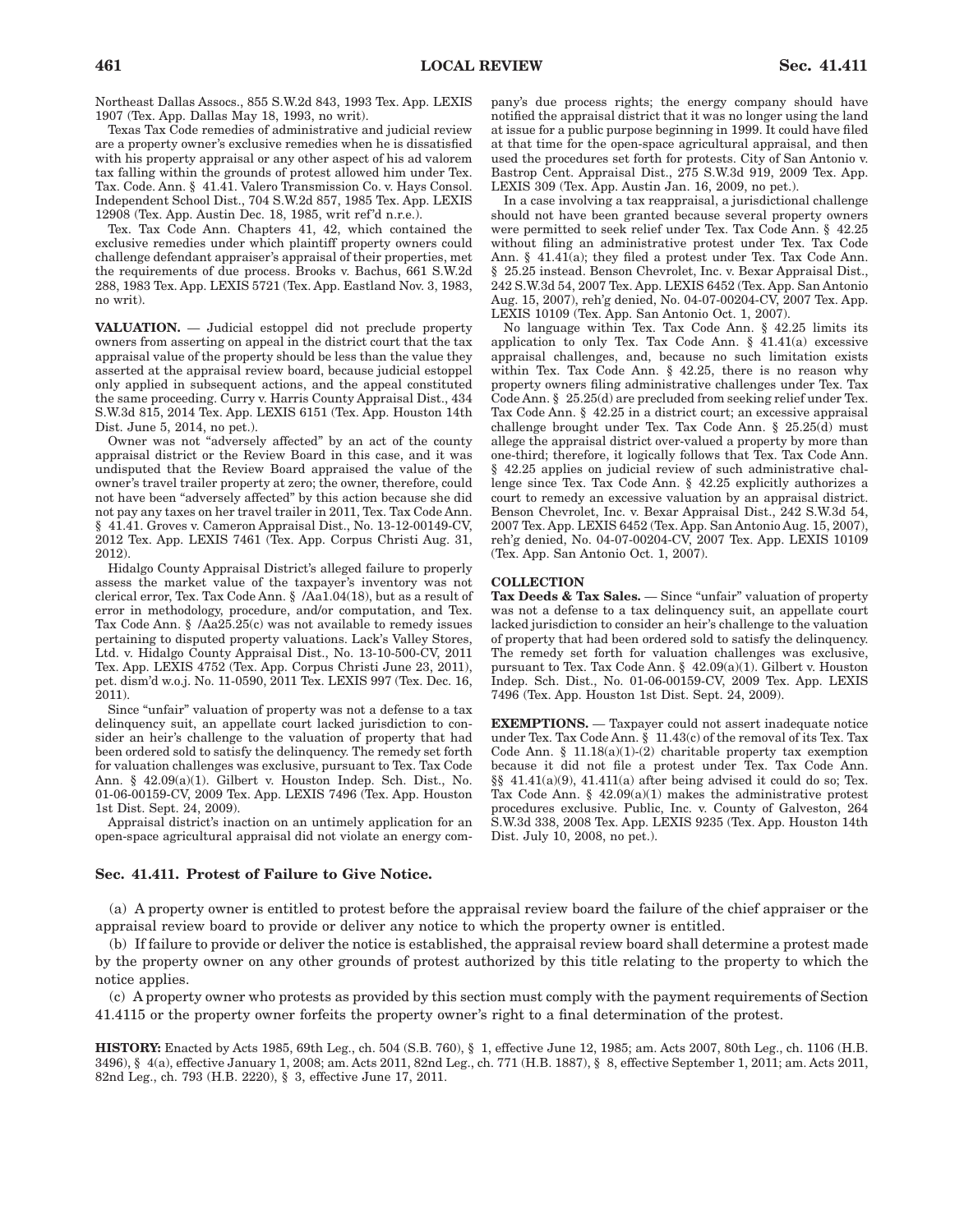Northeast Dallas Assocs., 855 S.W.2d 843, 1993 Tex. App. LEXIS 1907 (Tex. App. Dallas May 18, 1993, no writ).

Texas Tax Code remedies of administrative and judicial review are a property owner's exclusive remedies when he is dissatisfied with his property appraisal or any other aspect of his ad valorem tax falling within the grounds of protest allowed him under Tex. Tax. Code. Ann. § 41.41. Valero Transmission Co. v. Hays Consol. Independent School Dist., 704 S.W.2d 857, 1985 Tex. App. LEXIS 12908 (Tex. App. Austin Dec. 18, 1985, writ ref'd n.r.e.).

Tex. Tax Code Ann. Chapters 41, 42, which contained the exclusive remedies under which plaintiff property owners could challenge defendant appraiser's appraisal of their properties, met the requirements of due process. Brooks v. Bachus, 661 S.W.2d 288, 1983 Tex. App. LEXIS 5721 (Tex. App. Eastland Nov. 3, 1983, no writ).

**VALUATION.** — Judicial estoppel did not preclude property owners from asserting on appeal in the district court that the tax appraisal value of the property should be less than the value they asserted at the appraisal review board, because judicial estoppel only applied in subsequent actions, and the appeal constituted the same proceeding. Curry v. Harris County Appraisal Dist., 434 S.W.3d 815, 2014 Tex. App. LEXIS 6151 (Tex. App. Houston 14th Dist. June 5, 2014, no pet.).

Owner was not "adversely affected" by an act of the county appraisal district or the Review Board in this case, and it was undisputed that the Review Board appraised the value of the owner's travel trailer property at zero; the owner, therefore, could not have been "adversely affected" by this action because she did not pay any taxes on her travel trailer in 2011, Tex. Tax Code Ann. § 41.41. Groves v. Cameron Appraisal Dist., No. 13-12-00149-CV, 2012 Tex. App. LEXIS 7461 (Tex. App. Corpus Christi Aug. 31, 2012).

Hidalgo County Appraisal District's alleged failure to properly assess the market value of the taxpayer's inventory was not clerical error, Tex. Tax Code Ann. § /Aa1.04(18), but as a result of error in methodology, procedure, and/or computation, and Tex. Tax Code Ann. § /Aa25.25(c) was not available to remedy issues pertaining to disputed property valuations. Lack's Valley Stores, Ltd. v. Hidalgo County Appraisal Dist., No. 13-10-500-CV, 2011 Tex. App. LEXIS 4752 (Tex. App. Corpus Christi June 23, 2011), pet. dism'd w.o.j. No. 11-0590, 2011 Tex. LEXIS 997 (Tex. Dec. 16, 2011).

Since "unfair" valuation of property was not a defense to a tax delinquency suit, an appellate court lacked jurisdiction to consider an heir's challenge to the valuation of property that had been ordered sold to satisfy the delinquency. The remedy set forth for valuation challenges was exclusive, pursuant to Tex. Tax Code Ann. § 42.09(a)(1). Gilbert v. Houston Indep. Sch. Dist., No. 01-06-00159-CV, 2009 Tex. App. LEXIS 7496 (Tex. App. Houston 1st Dist. Sept. 24, 2009).

Appraisal district's inaction on an untimely application for an open-space agricultural appraisal did not violate an energy company's due process rights; the energy company should have notified the appraisal district that it was no longer using the land at issue for a public purpose beginning in 1999. It could have filed at that time for the open-space agricultural appraisal, and then used the procedures set forth for protests. City of San Antonio v. Bastrop Cent. Appraisal Dist., 275 S.W.3d 919, 2009 Tex. App. LEXIS 309 (Tex. App. Austin Jan. 16, 2009, no pet.).

In a case involving a tax reappraisal, a jurisdictional challenge should not have been granted because several property owners were permitted to seek relief under Tex. Tax Code Ann. § 42.25 without filing an administrative protest under Tex. Tax Code Ann. § 41.41(a); they filed a protest under Tex. Tax Code Ann. § 25.25 instead. Benson Chevrolet, Inc. v. Bexar Appraisal Dist., 242 S.W.3d 54, 2007 Tex. App. LEXIS 6452 (Tex. App. San Antonio Aug. 15, 2007), reh'g denied, No. 04-07-00204-CV, 2007 Tex. App. LEXIS 10109 (Tex. App. San Antonio Oct. 1, 2007).

No language within Tex. Tax Code Ann. § 42.25 limits its application to only Tex. Tax Code Ann. § 41.41(a) excessive appraisal challenges, and, because no such limitation exists within Tex. Tax Code Ann. § 42.25, there is no reason why property owners filing administrative challenges under Tex. Tax Code Ann. § 25.25(d) are precluded from seeking relief under Tex. Tax Code Ann. § 42.25 in a district court; an excessive appraisal challenge brought under Tex. Tax Code Ann. § 25.25(d) must allege the appraisal district over-valued a property by more than one-third; therefore, it logically follows that Tex. Tax Code Ann. § 42.25 applies on judicial review of such administrative challenge since Tex. Tax Code Ann. § 42.25 explicitly authorizes a court to remedy an excessive valuation by an appraisal district. Benson Chevrolet, Inc. v. Bexar Appraisal Dist., 242 S.W.3d 54, 2007 Tex. App. LEXIS 6452 (Tex. App. San Antonio Aug. 15, 2007), reh'g denied, No. 04-07-00204-CV, 2007 Tex. App. LEXIS 10109 (Tex. App. San Antonio Oct. 1, 2007).

**COLLECTION**

**Tax Deeds & Tax Sales.** — Since "unfair" valuation of property was not a defense to a tax delinquency suit, an appellate court lacked jurisdiction to consider an heir's challenge to the valuation of property that had been ordered sold to satisfy the delinquency. The remedy set forth for valuation challenges was exclusive, pursuant to Tex. Tax Code Ann. § 42.09(a)(1). Gilbert v. Houston Indep. Sch. Dist., No. 01-06-00159-CV, 2009 Tex. App. LEXIS 7496 (Tex. App. Houston 1st Dist. Sept. 24, 2009).

**EXEMPTIONS.** — Taxpayer could not assert inadequate notice under Tex. Tax Code Ann. § 11.43(c) of the removal of its Tex. Tax Code Ann. § 11.18(a)(1)-(2) charitable property tax exemption because it did not file a protest under Tex. Tax Code Ann. §§ 41.41(a)(9), 41.411(a) after being advised it could do so; Tex. Tax Code Ann. § 42.09(a)(1) makes the administrative protest procedures exclusive. Public, Inc. v. County of Galveston, 264 S.W.3d 338, 2008 Tex. App. LEXIS 9235 (Tex. App. Houston 14th Dist. July 10, 2008, no pet.).

## Sec. 41.411. Protest of Failure to Give Notice.

(a) A property owner is entitled to protest before the appraisal review board the failure of the chief appraiser or the appraisal review board to provide or deliver any notice to which the property owner is entitled.

(b) If failure to provide or deliver the notice is established, the appraisal review board shall determine a protest made by the property owner on any other grounds of protest authorized by this title relating to the property to which the notice applies.

(c) A property owner who protests as provided by this section must comply with the payment requirements of Section 41.4115 or the property owner forfeits the property owner's right to a final determination of the protest.

**HISTORY:** Enacted by Acts 1985, 69th Leg., ch. 504 (S.B. 760), § 1, effective June 12, 1985; am. Acts 2007, 80th Leg., ch. 1106 (H.B. 3496), § 4(a), effective January 1, 2008; am. Acts 2011, 82nd Leg., ch. 771 (H.B. 1887), § 8, effective September 1, 2011; am. Acts 2011, 82nd Leg., ch. 793 (H.B. 2220), § 3, effective June 17, 2011.